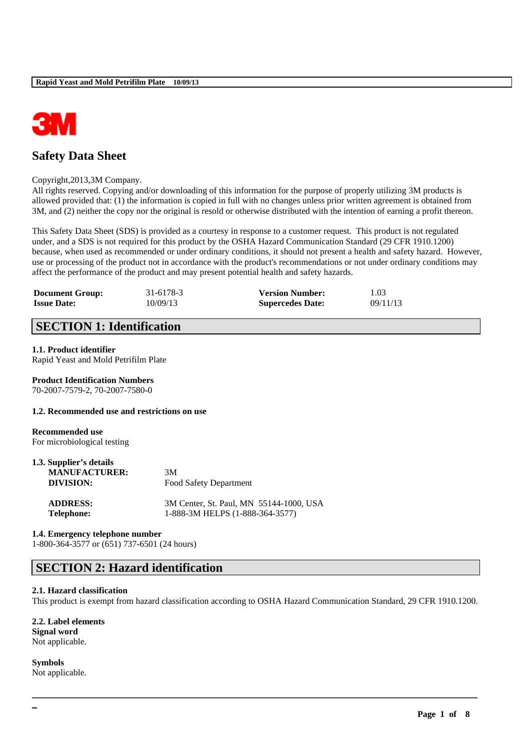# Safety Data Sheet

Copyright,2013,3M Company.
All rights reserved. Copying and/or downloading of this information for the purpose of properly utilizing 3M products is allowed provided that: (1) the information is copied in full with no changes unless prior written agreement is obtained from 3M, and (2) neither the copy nor the original is resold or otherwise distributed with the intention of earning a profit thereon.

This Safety Data Sheet (SDS) is provided as a courtesy in response to a customer request. This product is not regulated under, and a SDS is not required for this product by the OSHA Hazard Communication Standard (29 CFR 1910.1200) because, when used as recommended or under ordinary conditions, it should not present a health and safety hazard. However, use or processing of the product not in accordance with the product's recommendations or not under ordinary conditions may affect the performance of the product and may present potential health and safety hazards.

| **Document Group:** | 31-6178-3 | **Version Number:** | 1.03 |
|---|---|---|---|
| **Issue Date:** | 10/09/13 | **Supercedes Date:** | 09/11/13 |

## SECTION 1: Identification

**1.1. Product identifier**
Rapid Yeast and Mold Petrifilm Plate

**Product Identification Numbers**
70-2007-7579-2, 70-2007-7580-0

**1.2. Recommended use and restrictions on use**

**Recommended use**
For microbiological testing

**1.3. Supplier's details**

| | |
|---|---|
| **MANUFACTURER:** | 3M |
| **DIVISION:** | Food Safety Department |
| **ADDRESS:** | 3M Center, St. Paul, MN 55144-1000, USA |
| **Telephone:** | 1-888-3M HELPS (1-888-364-3577) |

**1.4. Emergency telephone number**
1-800-364-3577 or (651) 737-6501 (24 hours)

## SECTION 2: Hazard identification

**2.1. Hazard classification**
This product is exempt from hazard classification according to OSHA Hazard Communication Standard, 29 CFR 1910.1200.

**2.2. Label elements**
**Signal word**
Not applicable.

**Symbols**
Not applicable.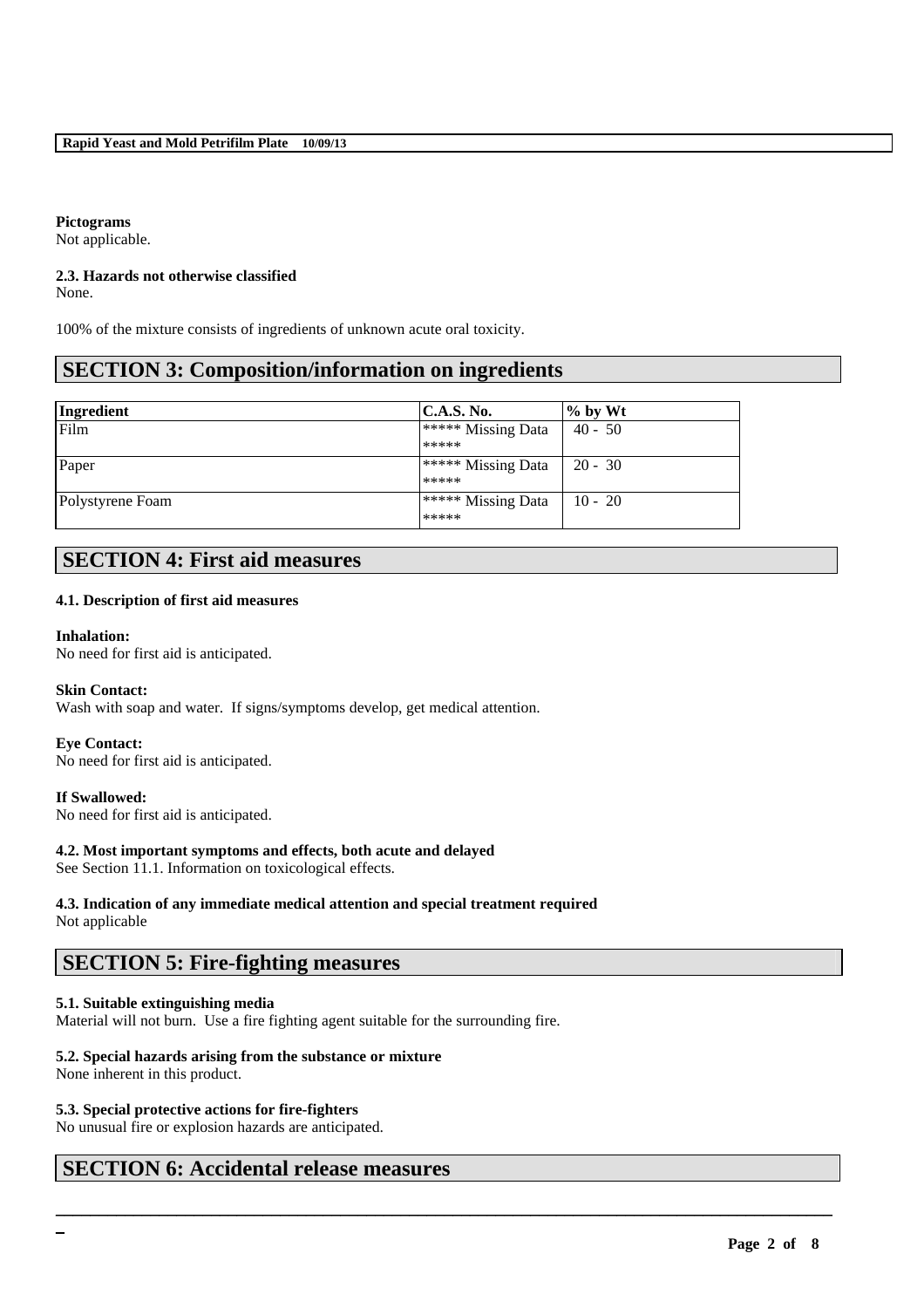**Pictograms**
Not applicable.

**2.3. Hazards not otherwise classified**
None.

100% of the mixture consists of ingredients of unknown acute oral toxicity.

## SECTION 3: Composition/information on ingredients

| Ingredient | C.A.S. No. | % by Wt |
|---|---|---|
| Film | ***** Missing Data ***** | 40 - 50 |
| Paper | ***** Missing Data ***** | 20 - 30 |
| Polystyrene Foam | ***** Missing Data ***** | 10 - 20 |

## SECTION 4: First aid measures

### 4.1. Description of first aid measures

**Inhalation:**
No need for first aid is anticipated.

**Skin Contact:**
Wash with soap and water. If signs/symptoms develop, get medical attention.

**Eye Contact:**
No need for first aid is anticipated.

**If Swallowed:**
No need for first aid is anticipated.

### 4.2. Most important symptoms and effects, both acute and delayed
See Section 11.1. Information on toxicological effects.

### 4.3. Indication of any immediate medical attention and special treatment required
Not applicable

## SECTION 5: Fire-fighting measures

### 5.1. Suitable extinguishing media
Material will not burn. Use a fire fighting agent suitable for the surrounding fire.

### 5.2. Special hazards arising from the substance or mixture
None inherent in this product.

### 5.3. Special protective actions for fire-fighters
No unusual fire or explosion hazards are anticipated.

## SECTION 6: Accidental release measures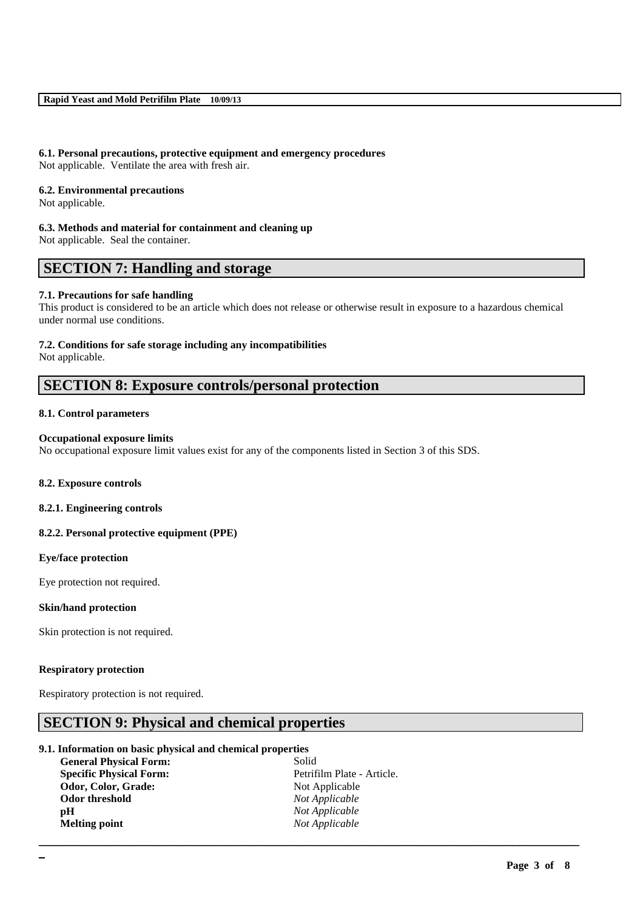### 6.1. Personal precautions, protective equipment and emergency procedures
Not applicable. Ventilate the area with fresh air.

### 6.2. Environmental precautions
Not applicable.

### 6.3. Methods and material for containment and cleaning up
Not applicable. Seal the container.

## SECTION 7: Handling and storage

### 7.1. Precautions for safe handling
This product is considered to be an article which does not release or otherwise result in exposure to a hazardous chemical under normal use conditions.

### 7.2. Conditions for safe storage including any incompatibilities
Not applicable.

## SECTION 8: Exposure controls/personal protection

### 8.1. Control parameters

**Occupational exposure limits**
No occupational exposure limit values exist for any of the components listed in Section 3 of this SDS.

### 8.2. Exposure controls

#### 8.2.1. Engineering controls

#### 8.2.2. Personal protective equipment (PPE)

**Eye/face protection**

Eye protection not required.

**Skin/hand protection**

Skin protection is not required.

**Respiratory protection**

Respiratory protection is not required.

## SECTION 9: Physical and chemical properties

### 9.1. Information on basic physical and chemical properties

| | |
|---|---|
| **General Physical Form:** | Solid |
| **Specific Physical Form:** | Petrifilm Plate - Article. |
| **Odor, Color, Grade:** | Not Applicable |
| **Odor threshold** | *Not Applicable* |
| **pH** | *Not Applicable* |
| **Melting point** | *Not Applicable* |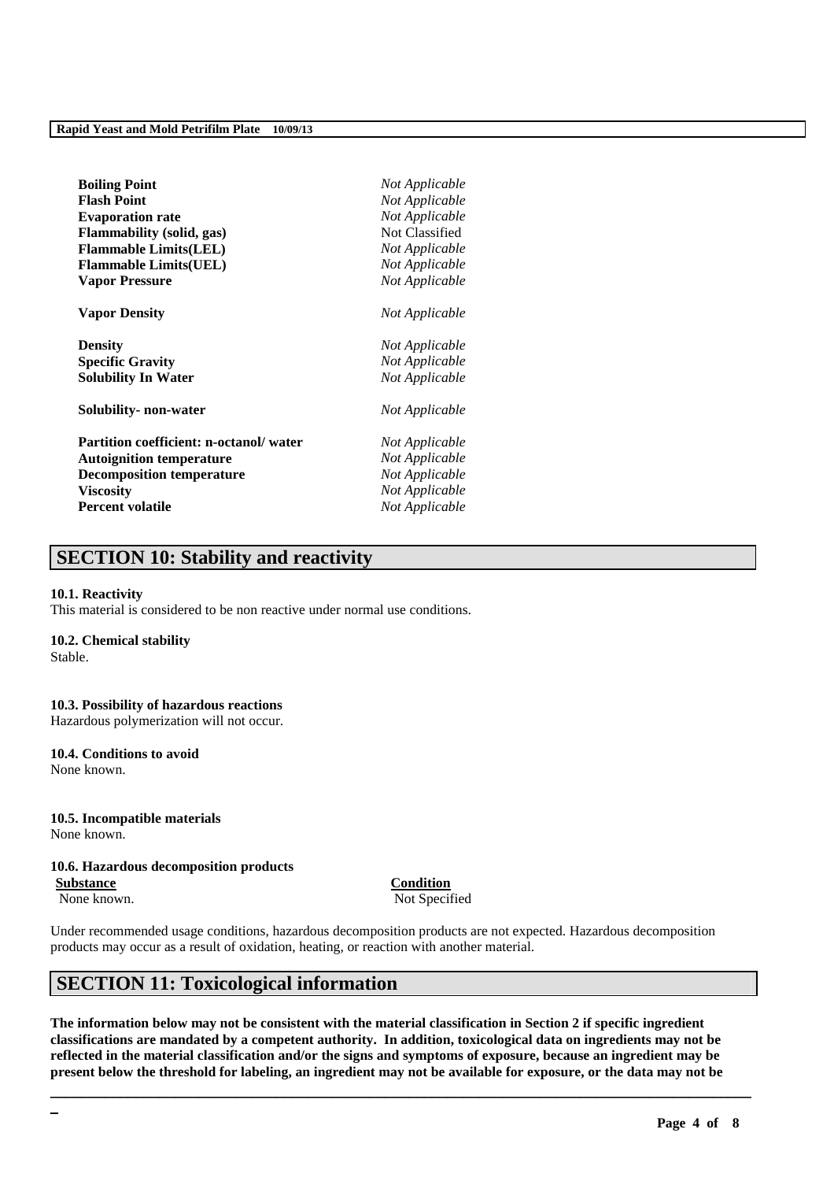| | |
|---|---|
| **Boiling Point** | *Not Applicable* |
| **Flash Point** | *Not Applicable* |
| **Evaporation rate** | *Not Applicable* |
| **Flammability (solid, gas)** | Not Classified |
| **Flammable Limits(LEL)** | *Not Applicable* |
| **Flammable Limits(UEL)** | *Not Applicable* |
| **Vapor Pressure** | *Not Applicable* |
| **Vapor Density** | *Not Applicable* |
| **Density** | *Not Applicable* |
| **Specific Gravity** | *Not Applicable* |
| **Solubility In Water** | *Not Applicable* |
| **Solubility- non-water** | *Not Applicable* |
| **Partition coefficient: n-octanol/ water** | *Not Applicable* |
| **Autoignition temperature** | *Not Applicable* |
| **Decomposition temperature** | *Not Applicable* |
| **Viscosity** | *Not Applicable* |
| **Percent volatile** | *Not Applicable* |

## SECTION 10: Stability and reactivity

**10.1. Reactivity**
This material is considered to be non reactive under normal use conditions.

**10.2. Chemical stability**
Stable.

**10.3. Possibility of hazardous reactions**
Hazardous polymerization will not occur.

**10.4. Conditions to avoid**
None known.

**10.5. Incompatible materials**
None known.

**10.6. Hazardous decomposition products**

| Substance | Condition |
|---|---|
| None known. | Not Specified |

Under recommended usage conditions, hazardous decomposition products are not expected. Hazardous decomposition products may occur as a result of oxidation, heating, or reaction with another material.

## SECTION 11: Toxicological information

**The information below may not be consistent with the material classification in Section 2 if specific ingredient classifications are mandated by a competent authority. In addition, toxicological data on ingredients may not be reflected in the material classification and/or the signs and symptoms of exposure, because an ingredient may be present below the threshold for labeling, an ingredient may not be available for exposure, or the data may not be**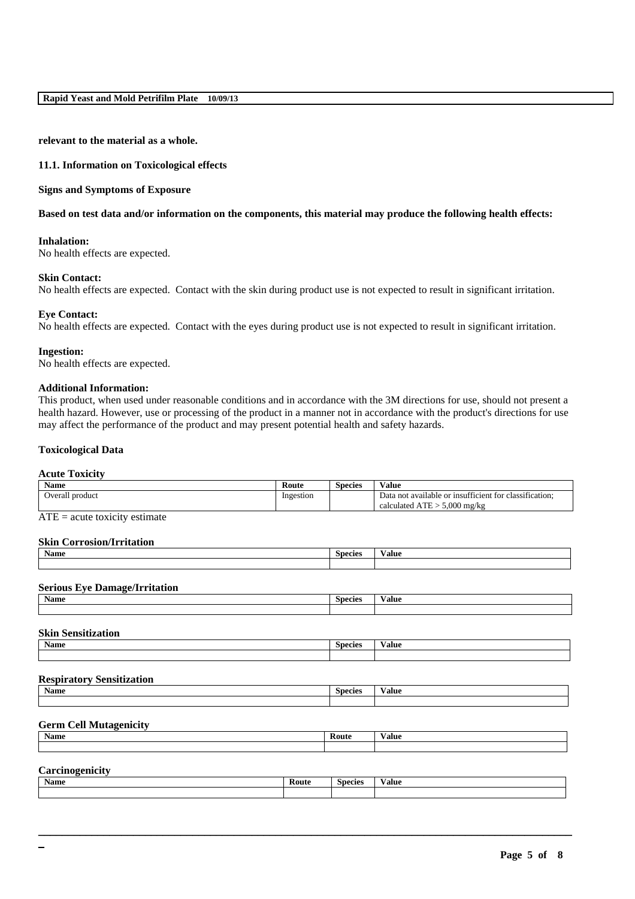relevant to the material as a whole.

**11.1. Information on Toxicological effects**

**Signs and Symptoms of Exposure**

**Based on test data and/or information on the components, this material may produce the following health effects:**

**Inhalation:**
No health effects are expected.

**Skin Contact:**
No health effects are expected. Contact with the skin during product use is not expected to result in significant irritation.

**Eye Contact:**
No health effects are expected. Contact with the eyes during product use is not expected to result in significant irritation.

**Ingestion:**
No health effects are expected.

**Additional Information:**
This product, when used under reasonable conditions and in accordance with the 3M directions for use, should not present a health hazard. However, use or processing of the product in a manner not in accordance with the product's directions for use may affect the performance of the product and may present potential health and safety hazards.

**Toxicological Data**

**Acute Toxicity**

| Name | Route | Species | Value |
|---|---|---|---|
| Overall product | Ingestion | | Data not available or insufficient for classification; calculated ATE > 5,000 mg/kg |

ATE = acute toxicity estimate

**Skin Corrosion/Irritation**

| Name | Species | Value |
|---|---|---|
| | | |

**Serious Eye Damage/Irritation**

| Name | Species | Value |
|---|---|---|
| | | |

**Skin Sensitization**

| Name | Species | Value |
|---|---|---|
| | | |

**Respiratory Sensitization**

| Name | Species | Value |
|---|---|---|
| | | |

**Germ Cell Mutagenicity**

| Name | Route | Value |
|---|---|---|
| | | |

**Carcinogenicity**

| Name | Route | Species | Value |
|---|---|---|---|
| | | | |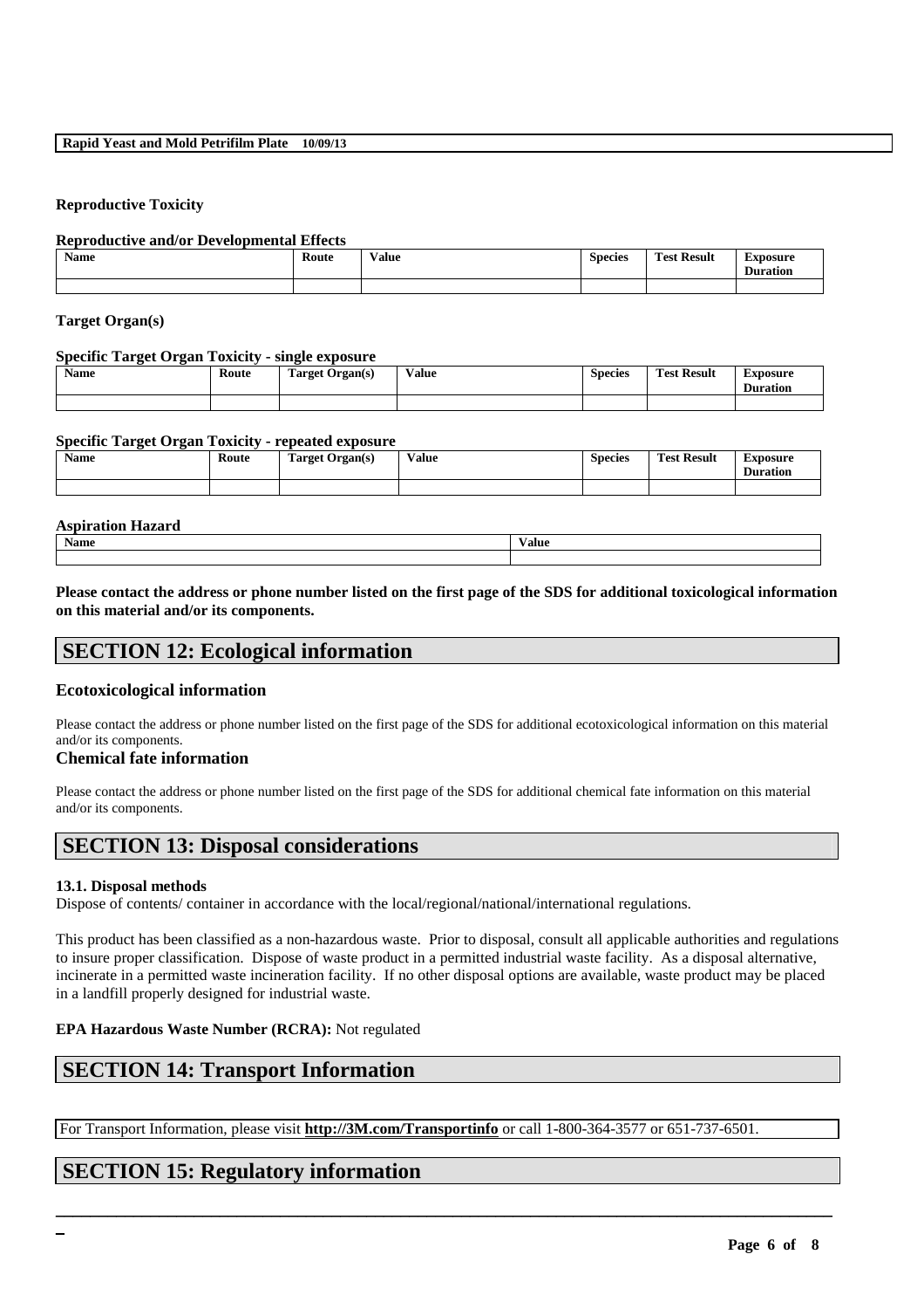### Reproductive Toxicity

#### Reproductive and/or Developmental Effects

| Name | Route | Value | Species | Test Result | Exposure Duration |
|---|---|---|---|---|---|
| | | | | | |

### Target Organ(s)

#### Specific Target Organ Toxicity - single exposure

| Name | Route | Target Organ(s) | Value | Species | Test Result | Exposure Duration |
|---|---|---|---|---|---|---|
| | | | | | | |

#### Specific Target Organ Toxicity - repeated exposure

| Name | Route | Target Organ(s) | Value | Species | Test Result | Exposure Duration |
|---|---|---|---|---|---|---|
| | | | | | | |

#### Aspiration Hazard

| Name | Value |
|---|---|
| | |

**Please contact the address or phone number listed on the first page of the SDS for additional toxicological information on this material and/or its components.**

## SECTION 12: Ecological information

### Ecotoxicological information

Please contact the address or phone number listed on the first page of the SDS for additional ecotoxicological information on this material and/or its components.

### Chemical fate information

Please contact the address or phone number listed on the first page of the SDS for additional chemical fate information on this material and/or its components.

## SECTION 13: Disposal considerations

**13.1. Disposal methods**

Dispose of contents/ container in accordance with the local/regional/national/international regulations.

This product has been classified as a non-hazardous waste. Prior to disposal, consult all applicable authorities and regulations to insure proper classification. Dispose of waste product in a permitted industrial waste facility. As a disposal alternative, incinerate in a permitted waste incineration facility. If no other disposal options are available, waste product may be placed in a landfill properly designed for industrial waste.

**EPA Hazardous Waste Number (RCRA):** Not regulated

## SECTION 14: Transport Information

For Transport Information, please visit **http://3M.com/Transportinfo** or call 1-800-364-3577 or 651-737-6501.

## SECTION 15: Regulatory information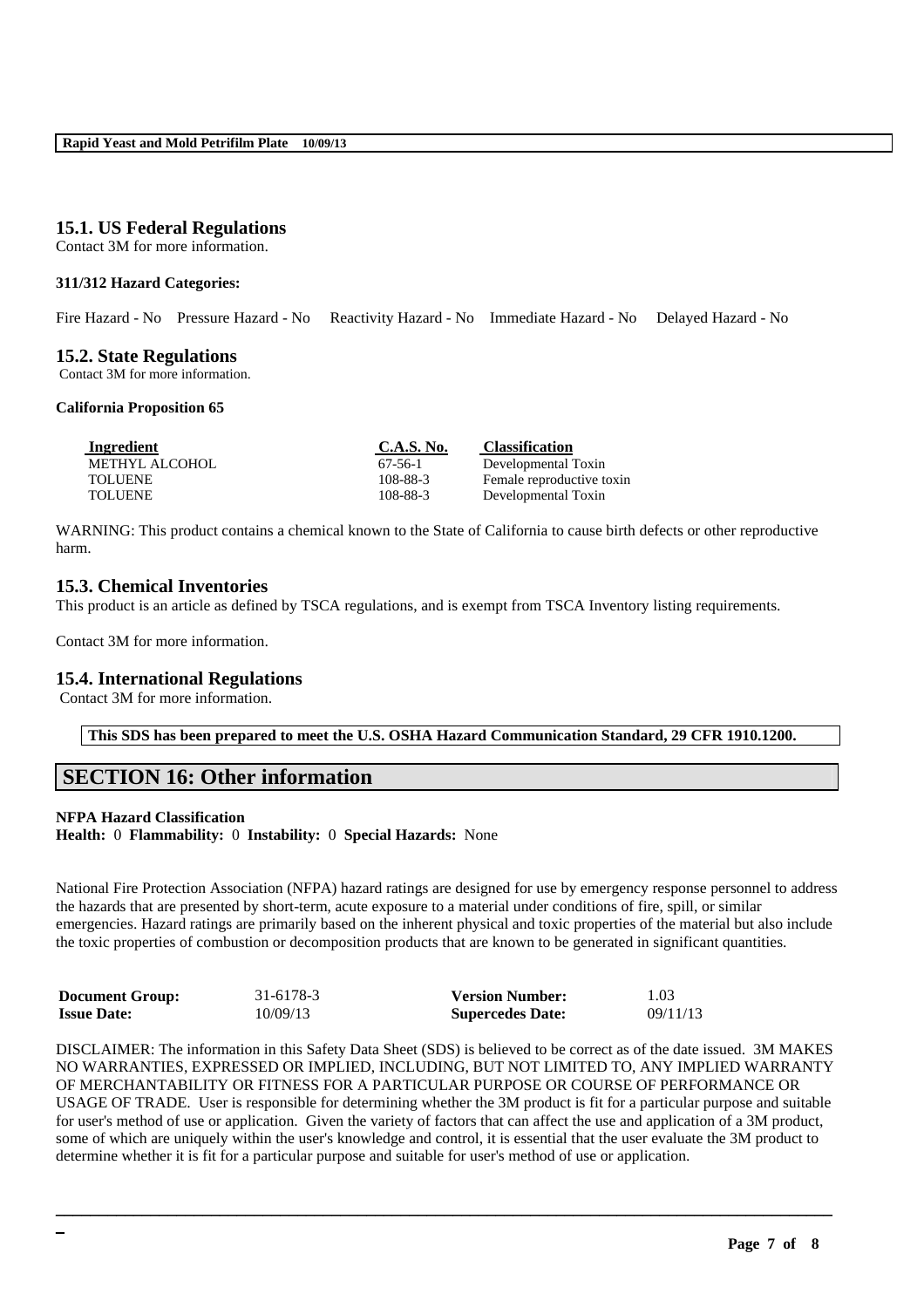## 15.1. US Federal Regulations

Contact 3M for more information.

**311/312 Hazard Categories:**

Fire Hazard - No Pressure Hazard - No Reactivity Hazard - No Immediate Hazard - No Delayed Hazard - No

## 15.2. State Regulations

Contact 3M for more information.

**California Proposition 65**

| Ingredient | C.A.S. No. | Classification |
|---|---|---|
| METHYL ALCOHOL | 67-56-1 | Developmental Toxin |
| TOLUENE | 108-88-3 | Female reproductive toxin |
| TOLUENE | 108-88-3 | Developmental Toxin |

WARNING: This product contains a chemical known to the State of California to cause birth defects or other reproductive harm.

## 15.3. Chemical Inventories

This product is an article as defined by TSCA regulations, and is exempt from TSCA Inventory listing requirements.

Contact 3M for more information.

## 15.4. International Regulations

Contact 3M for more information.

**This SDS has been prepared to meet the U.S. OSHA Hazard Communication Standard, 29 CFR 1910.1200.**

# SECTION 16: Other information

**NFPA Hazard Classification**
**Health:** 0 **Flammability:** 0 **Instability:** 0 **Special Hazards:** None

National Fire Protection Association (NFPA) hazard ratings are designed for use by emergency response personnel to address the hazards that are presented by short-term, acute exposure to a material under conditions of fire, spill, or similar emergencies. Hazard ratings are primarily based on the inherent physical and toxic properties of the material but also include the toxic properties of combustion or decomposition products that are known to be generated in significant quantities.

| | | | |
|---|---|---|---|
| **Document Group:** | 31-6178-3 | **Version Number:** | 1.03 |
| **Issue Date:** | 10/09/13 | **Supercedes Date:** | 09/11/13 |

DISCLAIMER: The information in this Safety Data Sheet (SDS) is believed to be correct as of the date issued. 3M MAKES NO WARRANTIES, EXPRESSED OR IMPLIED, INCLUDING, BUT NOT LIMITED TO, ANY IMPLIED WARRANTY OF MERCHANTABILITY OR FITNESS FOR A PARTICULAR PURPOSE OR COURSE OF PERFORMANCE OR USAGE OF TRADE. User is responsible for determining whether the 3M product is fit for a particular purpose and suitable for user's method of use or application. Given the variety of factors that can affect the use and application of a 3M product, some of which are uniquely within the user's knowledge and control, it is essential that the user evaluate the 3M product to determine whether it is fit for a particular purpose and suitable for user's method of use or application.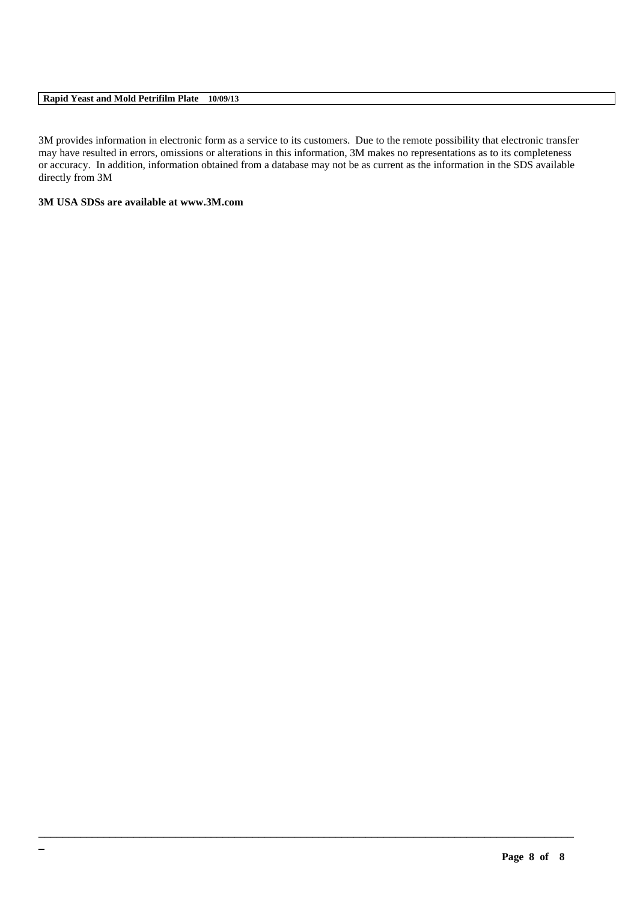3M provides information in electronic form as a service to its customers. Due to the remote possibility that electronic transfer may have resulted in errors, omissions or alterations in this information, 3M makes no representations as to its completeness or accuracy. In addition, information obtained from a database may not be as current as the information in the SDS available directly from 3M

**3M USA SDSs are available at www.3M.com**